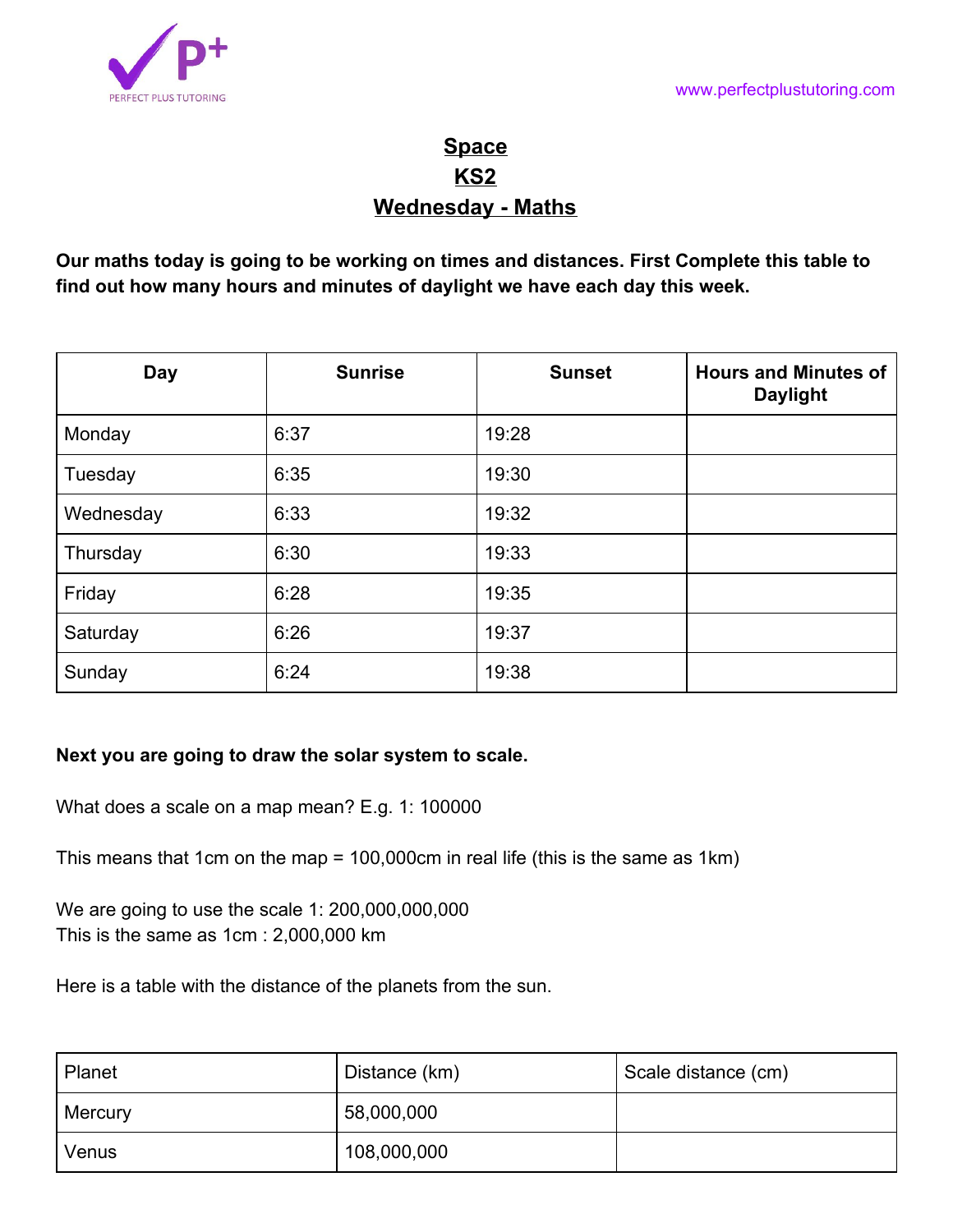# Space

## KS2

## Wednesday - Maths

**Our maths today is going to be working on times and distances. First Complete this table to find out how many hours and minutes of daylight we have each day this week.**

| Day | Sunrise | Sunset | Hours and Minutes of Daylight |
|---|---|---|---|
| Monday | 6:37 | 19:28 | |
| Tuesday | 6:35 | 19:30 | |
| Wednesday | 6:33 | 19:32 | |
| Thursday | 6:30 | 19:33 | |
| Friday | 6:28 | 19:35 | |
| Saturday | 6:26 | 19:37 | |
| Sunday | 6:24 | 19:38 | |

**Next you are going to draw the solar system to scale.**

What does a scale on a map mean? E.g. 1: 100000

This means that 1cm on the map = 100,000cm in real life (this is the same as 1km)

We are going to use the scale 1: 200,000,000,000
This is the same as 1cm : 2,000,000 km

Here is a table with the distance of the planets from the sun.

| Planet | Distance (km) | Scale distance (cm) |
|---|---|---|
| Mercury | 58,000,000 | |
| Venus | 108,000,000 | |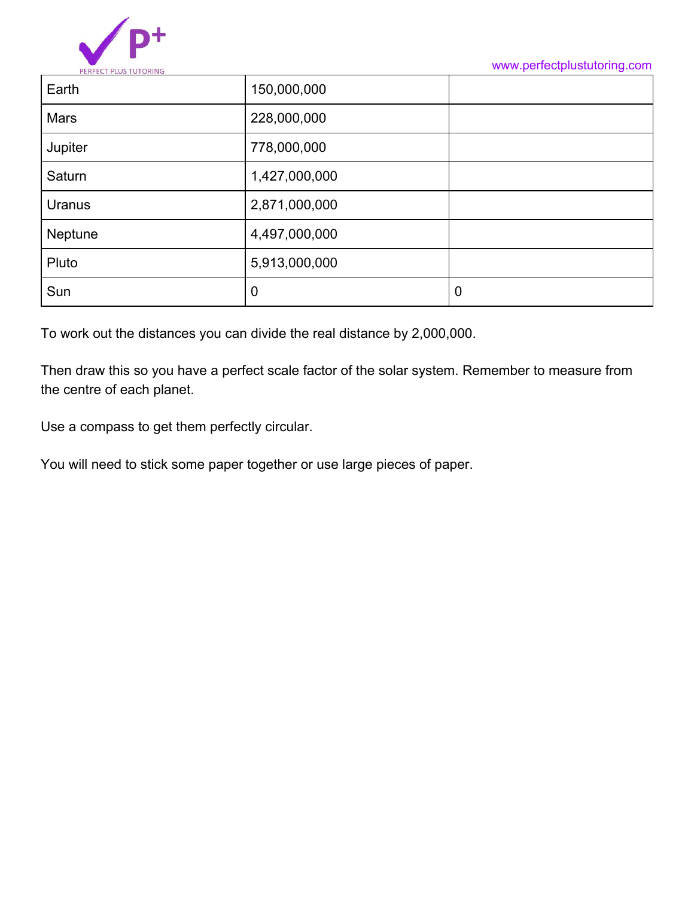| | | |
|---|---|---|
| Earth | 150,000,000 | |
| Mars | 228,000,000 | |
| Jupiter | 778,000,000 | |
| Saturn | 1,427,000,000 | |
| Uranus | 2,871,000,000 | |
| Neptune | 4,497,000,000 | |
| Pluto | 5,913,000,000 | |
| Sun | 0 | 0 |

To work out the distances you can divide the real distance by 2,000,000.

Then draw this so you have a perfect scale factor of the solar system. Remember to measure from the centre of each planet.

Use a compass to get them perfectly circular.

You will need to stick some paper together or use large pieces of paper.